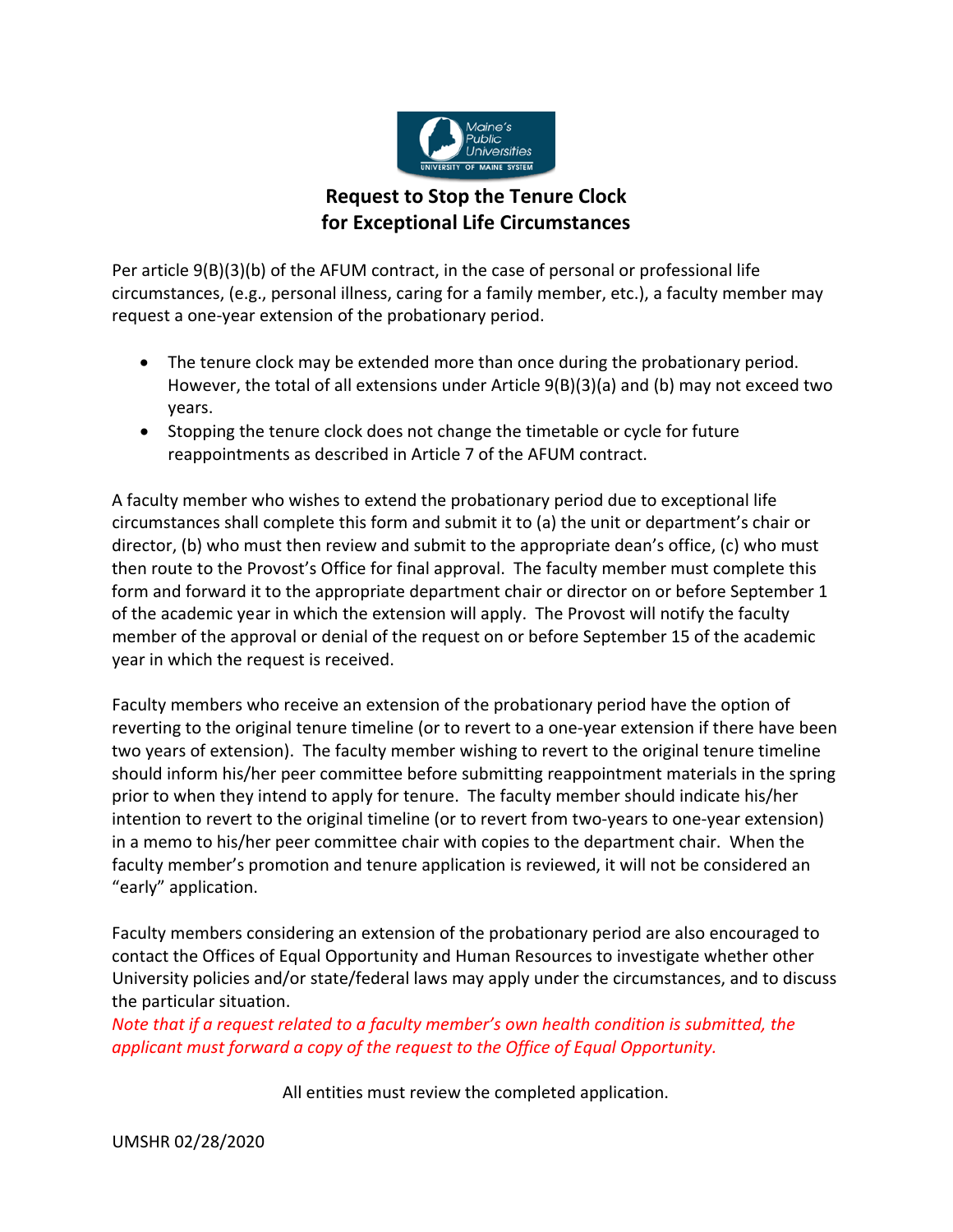# Request to Stop the Tenure Clock for Exceptional Life Circumstances

Per article 9(B)(3)(b) of the AFUM contract, in the case of personal or professional life circumstances, (e.g., personal illness, caring for a family member, etc.), a faculty member may request a one-year extension of the probationary period.

- The tenure clock may be extended more than once during the probationary period. However, the total of all extensions under Article 9(B)(3)(a) and (b) may not exceed two years.
- Stopping the tenure clock does not change the timetable or cycle for future reappointments as described in Article 7 of the AFUM contract.

A faculty member who wishes to extend the probationary period due to exceptional life circumstances shall complete this form and submit it to (a) the unit or department's chair or director, (b) who must then review and submit to the appropriate dean's office, (c) who must then route to the Provost's Office for final approval. The faculty member must complete this form and forward it to the appropriate department chair or director on or before September 1 of the academic year in which the extension will apply. The Provost will notify the faculty member of the approval or denial of the request on or before September 15 of the academic year in which the request is received.

Faculty members who receive an extension of the probationary period have the option of reverting to the original tenure timeline (or to revert to a one-year extension if there have been two years of extension). The faculty member wishing to revert to the original tenure timeline should inform his/her peer committee before submitting reappointment materials in the spring prior to when they intend to apply for tenure. The faculty member should indicate his/her intention to revert to the original timeline (or to revert from two-years to one-year extension) in a memo to his/her peer committee chair with copies to the department chair. When the faculty member's promotion and tenure application is reviewed, it will not be considered an "early" application.

Faculty members considering an extension of the probationary period are also encouraged to contact the Offices of Equal Opportunity and Human Resources to investigate whether other University policies and/or state/federal laws may apply under the circumstances, and to discuss the particular situation.
*Note that if a request related to a faculty member's own health condition is submitted, the applicant must forward a copy of the request to the Office of Equal Opportunity.*

All entities must review the completed application.

UMSHR 02/28/2020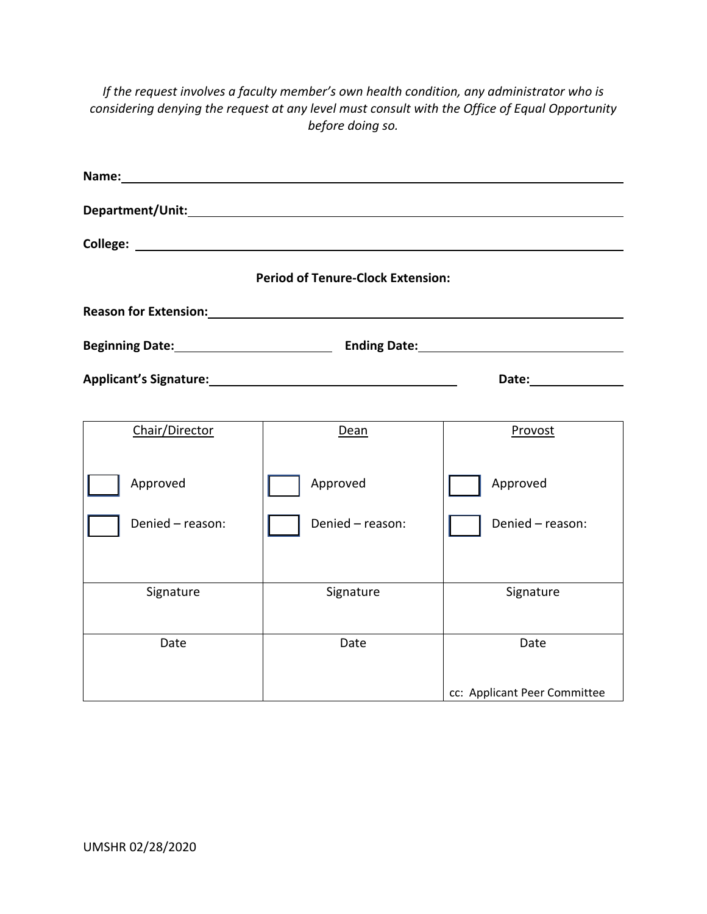*If the request involves a faculty member's own health condition, any administrator who is considering denying the request at any level must consult with the Office of Equal Opportunity before doing so.*

**Name:** ______________________________________________

**Department/Unit:** ______________________________________________

**College:** ______________________________________________

**Period of Tenure-Clock Extension:**

**Reason for Extension:** ______________________________________________

**Beginning Date:** ______________________ **Ending Date:** ______________________

**Applicant's Signature:** ________________________________ **Date:** ____________

| Chair/Director | Dean | Provost |
|---|---|---|
| ☐ Approved<br><br>☐ Denied – reason: | ☐ Approved<br><br>☐ Denied – reason: | ☐ Approved<br><br>☐ Denied – reason: |
| Signature | Signature | Signature |
| Date | Date | Date<br><br>cc: Applicant Peer Committee |

UMSHR 02/28/2020